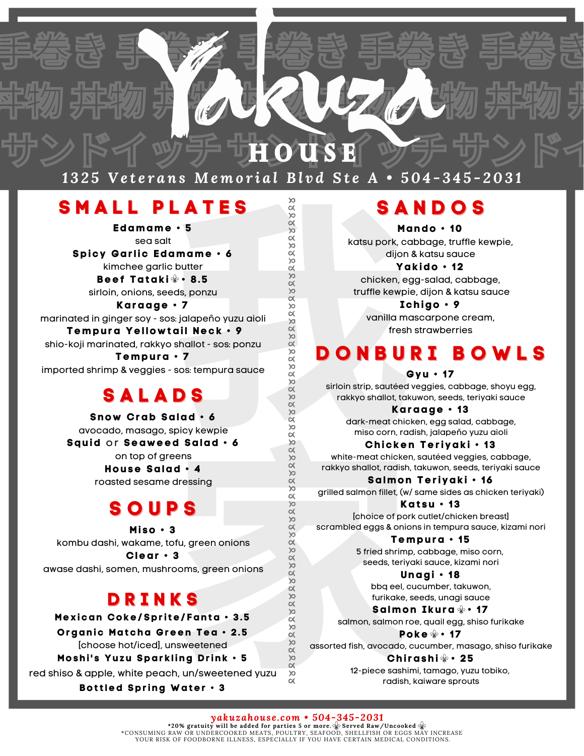# Yakuza HOUSE

1325 Veterans Memorial Blvd Ste A • 504-345-2031

## SMALL PLATES

**Edamame • 5**
sea salt

**Spicy Garlic Edamame • 6**
kimchee garlic butter

**Beef Tataki ⚜ • 8.5**
sirloin, onions, seeds, ponzu

**Karaage • 7**
marinated in ginger soy - sos: jalapeño yuzu aioli

**Tempura Yellowtail Neck • 9**
shio-koji marinated, rakkyo shallot - sos: ponzu

**Tempura • 7**
imported shrimp & veggies - sos: tempura sauce

## SALADS

**Snow Crab Salad • 6**
avocado, masago, spicy kewpie

**Squid or Seaweed Salad • 6**
on top of greens

**House Salad • 4**
roasted sesame dressing

## SOUPS

**Miso • 3**
kombu dashi, wakame, tofu, green onions

**Clear • 3**
awase dashi, somen, mushrooms, green onions

## DRINKS

**Mexican Coke/Sprite/Fanta • 3.5**

**Organic Matcha Green Tea • 2.5**
[choose hot/iced], unsweetened

**Moshi's Yuzu Sparkling Drink • 5**
red shiso & apple, white peach, un/sweetened yuzu

**Bottled Spring Water • 3**

## SANDOS

**Mando • 10**
katsu pork, cabbage, truffle kewpie, dijon & katsu sauce

**Yakido • 12**
chicken, egg-salad, cabbage, truffle kewpie, dijon & katsu sauce

**Ichigo • 9**
vanilla mascarpone cream, fresh strawberries

## DONBURI BOWLS

**Gyu • 17**
sirloin strip, sautéed veggies, cabbage, shoyu egg, rakkyo shallot, takuwon, seeds, teriyaki sauce

**Karaage • 13**
dark-meat chicken, egg salad, cabbage, miso corn, radish, jalapeño yuzu aioli

**Chicken Teriyaki • 13**
white-meat chicken, sautéed veggies, cabbage, rakkyo shallot, radish, takuwon, seeds, teriyaki sauce

**Salmon Teriyaki • 16**
grilled salmon fillet, (w/ same sides as chicken teriyaki)

**Katsu • 13**
[choice of pork cutlet/chicken breast]
scrambled eggs & onions in tempura sauce, kizami nori

**Tempura • 15**
5 fried shrimp, cabbage, miso corn, seeds, teriyaki sauce, kizami nori

**Unagi • 18**
bbq eel, cucumber, takuwon, furikake, seeds, unagi sauce

**Salmon Ikura ⚜ • 17**
salmon, salmon roe, quail egg, shiso furikake

**Poke ⚜ • 17**
assorted fish, avocado, cucumber, masago, shiso furikake

**Chirashi ⚜ • 25**
12-piece sashimi, tamago, yuzu tobiko, radish, kaiware sprouts

---

yakuzahouse.com • 504-345-2031

*20% gratuity will be added for parties 5 or more. ⚜ Served Raw/Uncooked ⚜

*CONSUMING RAW OR UNDERCOOKED MEATS, POULTRY, SEAFOOD, SHELLFISH OR EGGS MAY INCREASE YOUR RISK OF FOODBORNE ILLNESS, ESPECIALLY IF YOU HAVE CERTAIN MEDICAL CONDITIONS.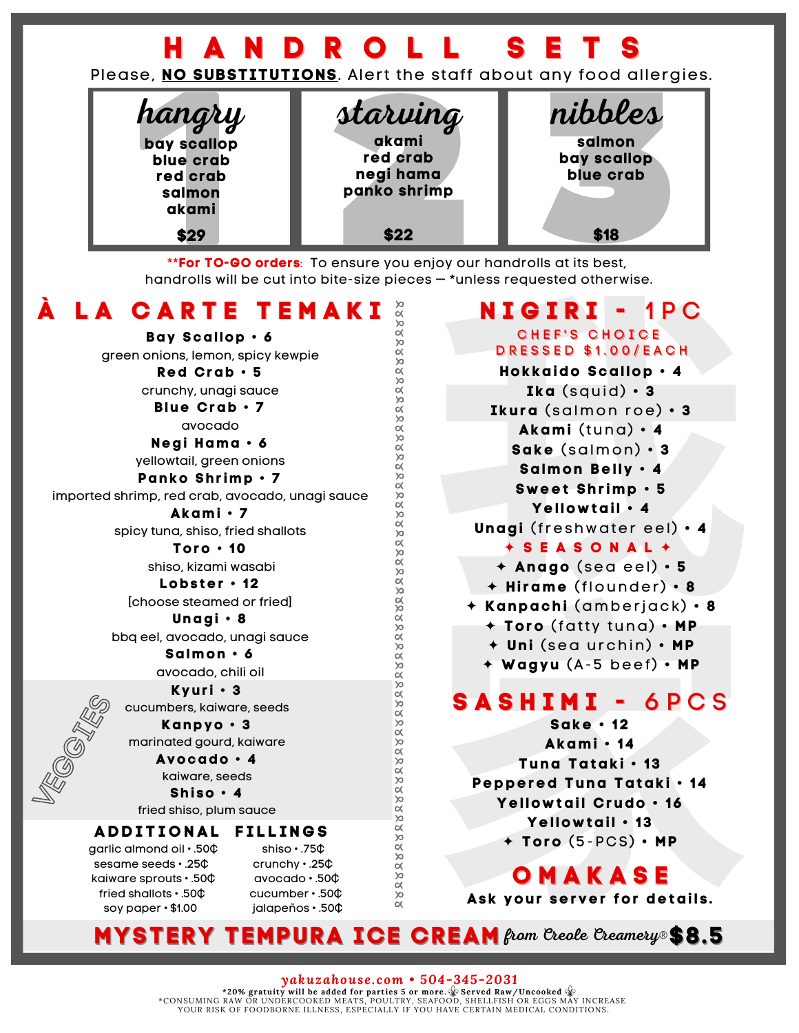# HANDROLL SETS

Please, **NO SUBSTITUTIONS**. Alert the staff about any food allergies.

| 1 hangry | 2 starving | 3 nibbles |
|---|---|---|
| bay scallop<br>blue crab<br>red crab<br>salmon<br>akami | akami<br>red crab<br>negi hama<br>panko shrimp | salmon<br>bay scallop<br>blue crab |
| **$29** | **$22** | **$18** |

****For TO-GO orders**: To ensure you enjoy our handrolls at its best, handrolls will be cut into bite-size pieces — *unless requested otherwise.

## À LA CARTE TEMAKI

**Bay Scallop • 6**
green onions, lemon, spicy kewpie

**Red Crab • 5**
crunchy, unagi sauce

**Blue Crab • 7**
avocado

**Negi Hama • 6**
yellowtail, green onions

**Panko Shrimp • 7**
imported shrimp, red crab, avocado, unagi sauce

**Akami • 7**
spicy tuna, shiso, fried shallots

**Toro • 10**
shiso, kizami wasabi

**Lobster • 12**
[choose steamed or fried]

**Unagi • 8**
bbq eel, avocado, unagi sauce

**Salmon • 6**
avocado, chili oil

### VEGGIES

**Kyuri • 3**
cucumbers, kaiware, seeds

**Kanpyo • 3**
marinated gourd, kaiware

**Avocado • 4**
kaiware, seeds

**Shiso • 4**
fried shiso, plum sauce

### ADDITIONAL FILLINGS

- garlic almond oil • .50¢
- sesame seeds • .25¢
- kaiware sprouts • .50¢
- fried shallots • .50¢
- soy paper • $1.00
- shiso • .75¢
- crunchy • .25¢
- avocado • .50¢
- cucumber • .50¢
- jalapeños • .50¢

## NIGIRI - 1PC

CHEF'S CHOICE DRESSED $1.00/EACH

**Hokkaido Scallop • 4**
**Ika** (squid) **• 3**
**Ikura** (salmon roe) **• 3**
**Akami** (tuna) **• 4**
**Sake** (salmon) **• 3**
**Salmon Belly • 4**
**Sweet Shrimp • 5**
**Yellowtail • 4**
**Unagi** (freshwater eel) **• 4**

✦ SEASONAL ✦

✦ **Anago** (sea eel) **• 5**
✦ **Hirame** (flounder) **• 8**
✦ **Kanpachi** (amberjack) **• 8**
✦ **Toro** (fatty tuna) **• MP**
✦ **Uni** (sea urchin) **• MP**
✦ **Wagyu** (A-5 beef) **• MP**

## SASHIMI - 6PCS

**Sake • 12**
**Akami • 14**
**Tuna Tataki • 13**
**Peppered Tuna Tataki • 14**
**Yellowtail Crudo • 16**
**Yellowtail • 13**
✦ **Toro** (5-PCS) **• MP**

## OMAKASE

**Ask your server for details.**

## MYSTERY TEMPURA ICE CREAM *from Creole Creamery®* $8.5

yakuzahouse.com • 504-345-2031

*20% gratuity will be added for parties 5 or more. ⚜ Served Raw/Uncooked ⚜

*CONSUMING RAW OR UNDERCOOKED MEATS, POULTRY, SEAFOOD, SHELLFISH OR EGGS MAY INCREASE YOUR RISK OF FOODBORNE ILLNESS, ESPECIALLY IF YOU HAVE CERTAIN MEDICAL CONDITIONS.